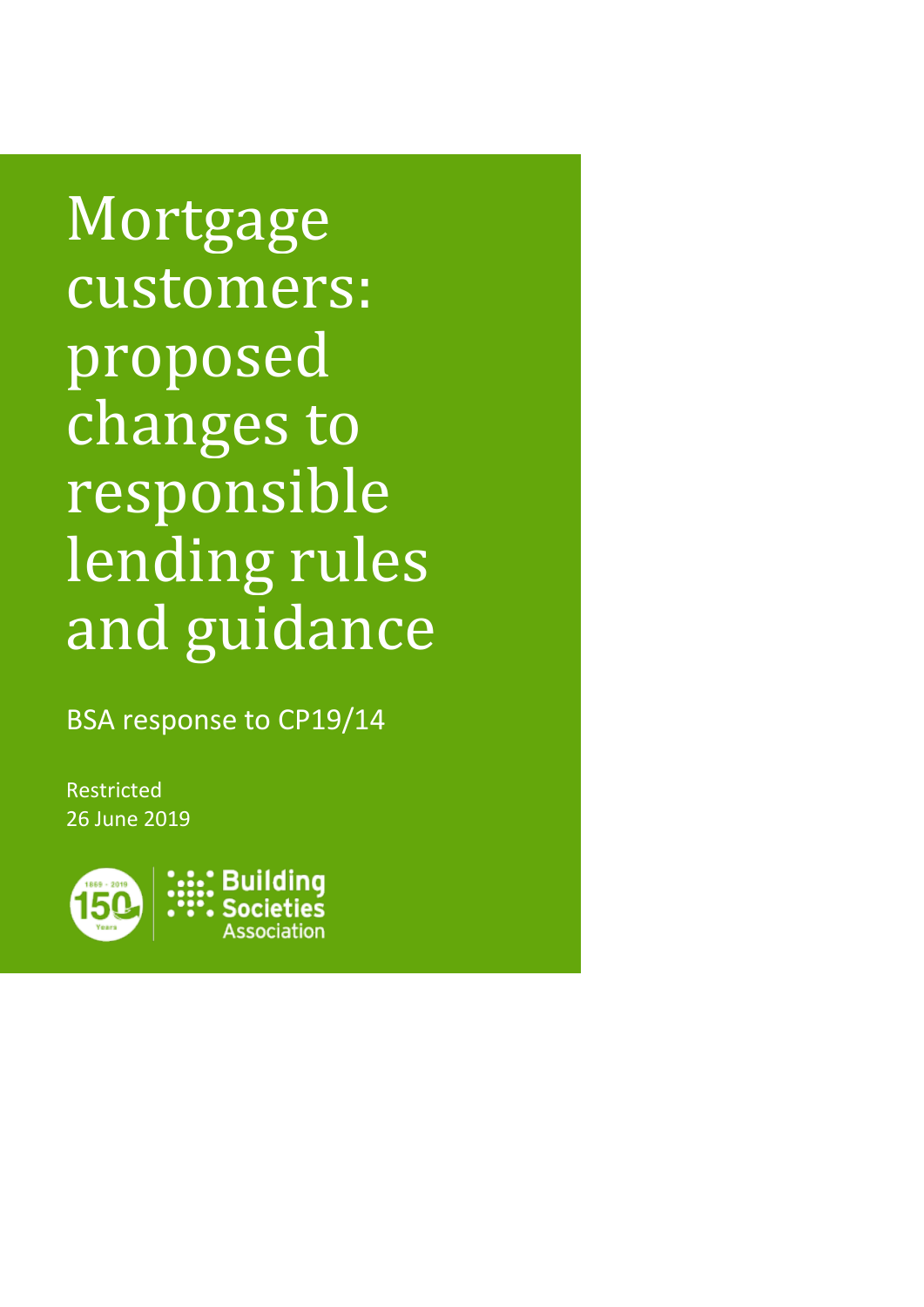# Mortgage customers: proposed changes to responsible lending rules and guidance

BSA response to CP19/14

Restricted
26 June 2019

1869 - 2019 150 Years

Building Societies Association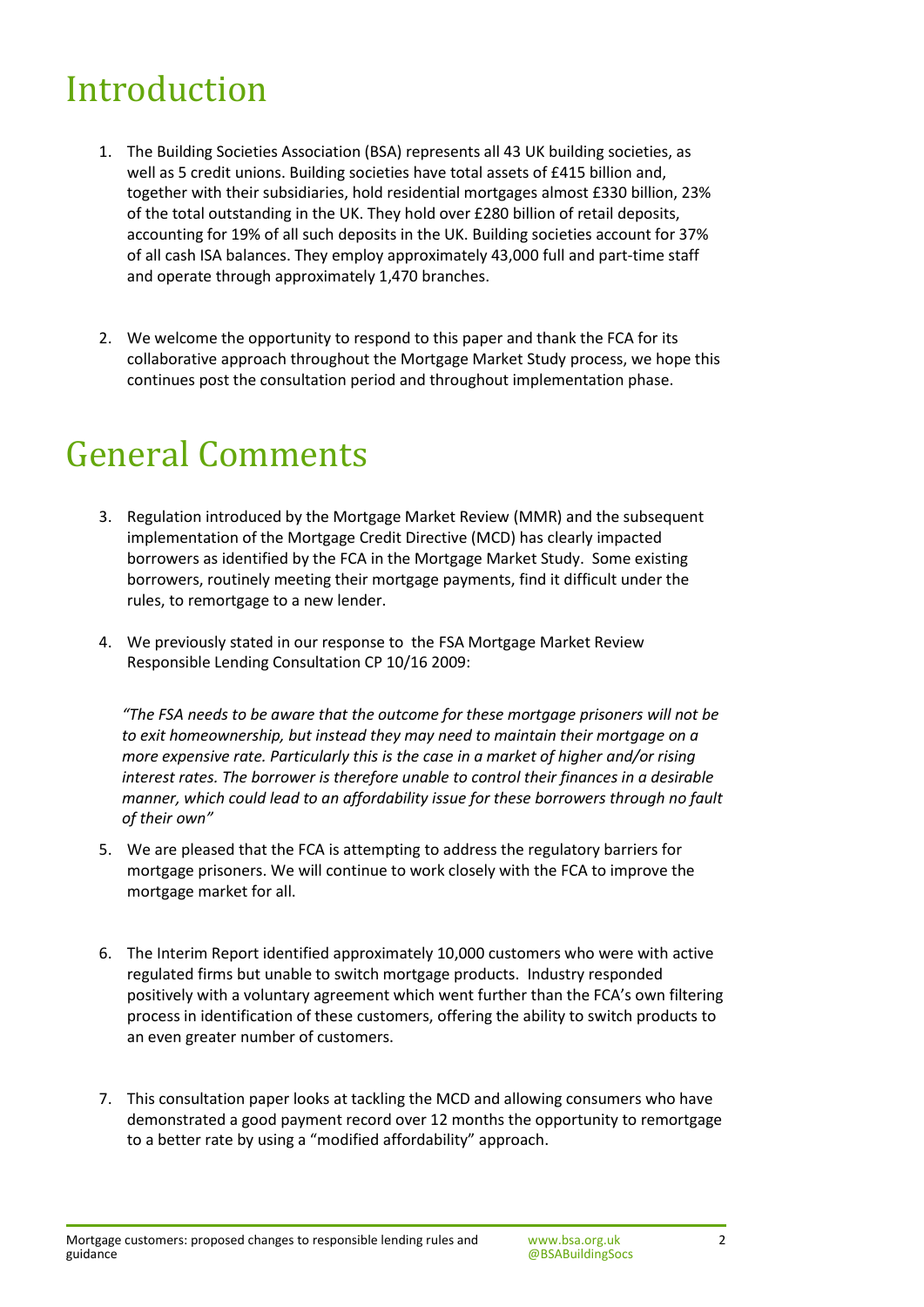# Introduction

1. The Building Societies Association (BSA) represents all 43 UK building societies, as well as 5 credit unions. Building societies have total assets of £415 billion and, together with their subsidiaries, hold residential mortgages almost £330 billion, 23% of the total outstanding in the UK. They hold over £280 billion of retail deposits, accounting for 19% of all such deposits in the UK. Building societies account for 37% of all cash ISA balances. They employ approximately 43,000 full and part-time staff and operate through approximately 1,470 branches.

2. We welcome the opportunity to respond to this paper and thank the FCA for its collaborative approach throughout the Mortgage Market Study process, we hope this continues post the consultation period and throughout implementation phase.

# General Comments

3. Regulation introduced by the Mortgage Market Review (MMR) and the subsequent implementation of the Mortgage Credit Directive (MCD) has clearly impacted borrowers as identified by the FCA in the Mortgage Market Study. Some existing borrowers, routinely meeting their mortgage payments, find it difficult under the rules, to remortgage to a new lender.

4. We previously stated in our response to the FSA Mortgage Market Review Responsible Lending Consultation CP 10/16 2009:

   *"The FSA needs to be aware that the outcome for these mortgage prisoners will not be to exit homeownership, but instead they may need to maintain their mortgage on a more expensive rate. Particularly this is the case in a market of higher and/or rising interest rates. The borrower is therefore unable to control their finances in a desirable manner, which could lead to an affordability issue for these borrowers through no fault of their own"*

5. We are pleased that the FCA is attempting to address the regulatory barriers for mortgage prisoners. We will continue to work closely with the FCA to improve the mortgage market for all.

6. The Interim Report identified approximately 10,000 customers who were with active regulated firms but unable to switch mortgage products. Industry responded positively with a voluntary agreement which went further than the FCA's own filtering process in identification of these customers, offering the ability to switch products to an even greater number of customers.

7. This consultation paper looks at tackling the MCD and allowing consumers who have demonstrated a good payment record over 12 months the opportunity to remortgage to a better rate by using a "modified affordability" approach.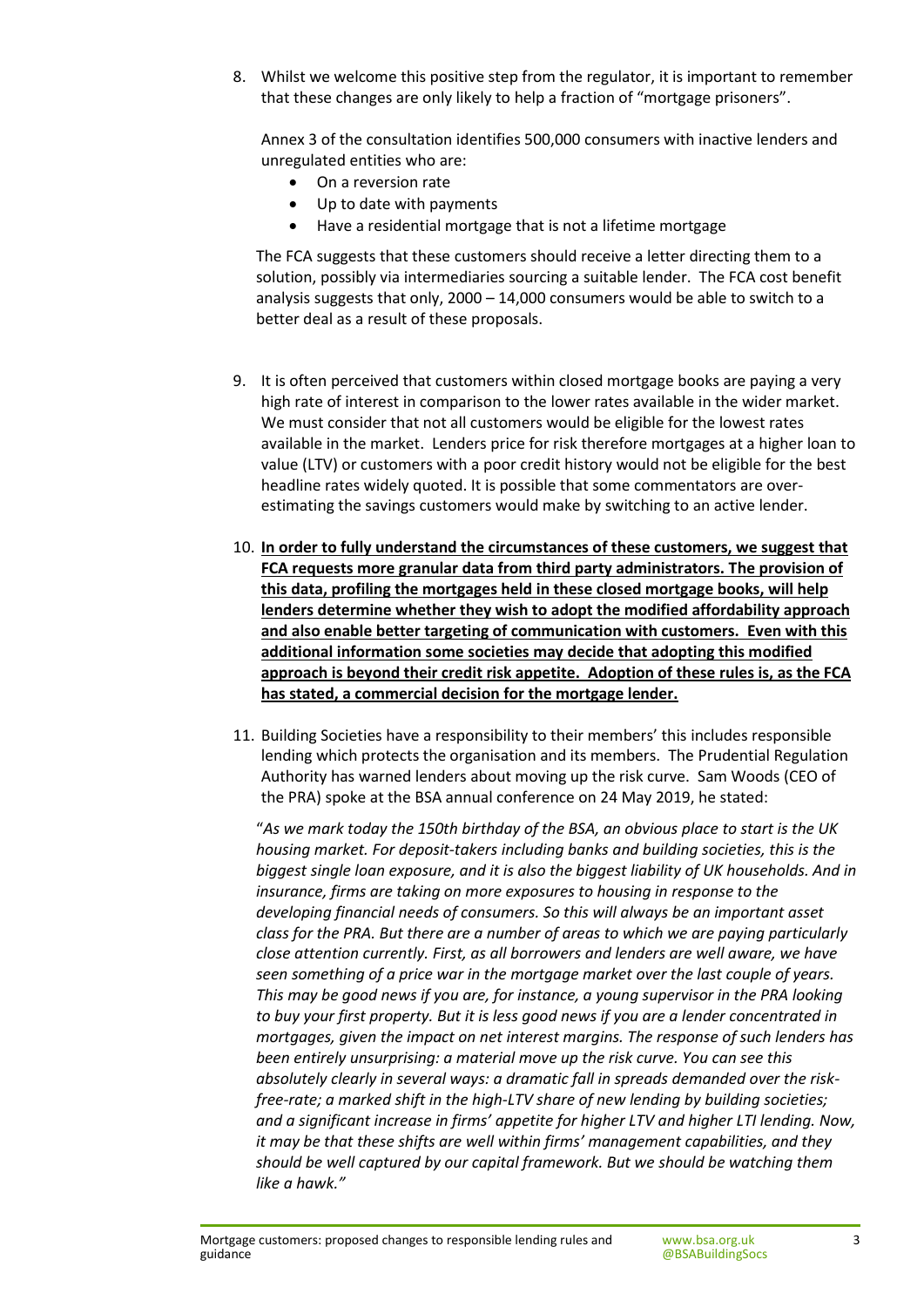8. Whilst we welcome this positive step from the regulator, it is important to remember that these changes are only likely to help a fraction of "mortgage prisoners".

   Annex 3 of the consultation identifies 500,000 consumers with inactive lenders and unregulated entities who are:

   - On a reversion rate
   - Up to date with payments
   - Have a residential mortgage that is not a lifetime mortgage

   The FCA suggests that these customers should receive a letter directing them to a solution, possibly via intermediaries sourcing a suitable lender. The FCA cost benefit analysis suggests that only, 2000 – 14,000 consumers would be able to switch to a better deal as a result of these proposals.

9. It is often perceived that customers within closed mortgage books are paying a very high rate of interest in comparison to the lower rates available in the wider market. We must consider that not all customers would be eligible for the lowest rates available in the market. Lenders price for risk therefore mortgages at a higher loan to value (LTV) or customers with a poor credit history would not be eligible for the best headline rates widely quoted. It is possible that some commentators are over-estimating the savings customers would make by switching to an active lender.

10. **In order to fully understand the circumstances of these customers, we suggest that FCA requests more granular data from third party administrators. The provision of this data, profiling the mortgages held in these closed mortgage books, will help lenders determine whether they wish to adopt the modified affordability approach and also enable better targeting of communication with customers. Even with this additional information some societies may decide that adopting this modified approach is beyond their credit risk appetite. Adoption of these rules is, as the FCA has stated, a commercial decision for the mortgage lender.**

11. Building Societies have a responsibility to their members' this includes responsible lending which protects the organisation and its members. The Prudential Regulation Authority has warned lenders about moving up the risk curve. Sam Woods (CEO of the PRA) spoke at the BSA annual conference on 24 May 2019, he stated:

"*As we mark today the 150th birthday of the BSA, an obvious place to start is the UK housing market. For deposit-takers including banks and building societies, this is the biggest single loan exposure, and it is also the biggest liability of UK households. And in insurance, firms are taking on more exposures to housing in response to the developing financial needs of consumers. So this will always be an important asset class for the PRA. But there are a number of areas to which we are paying particularly close attention currently. First, as all borrowers and lenders are well aware, we have seen something of a price war in the mortgage market over the last couple of years. This may be good news if you are, for instance, a young supervisor in the PRA looking to buy your first property. But it is less good news if you are a lender concentrated in mortgages, given the impact on net interest margins. The response of such lenders has been entirely unsurprising: a material move up the risk curve. You can see this absolutely clearly in several ways: a dramatic fall in spreads demanded over the risk-free-rate; a marked shift in the high-LTV share of new lending by building societies; and a significant increase in firms' appetite for higher LTV and higher LTI lending. Now, it may be that these shifts are well within firms' management capabilities, and they should be well captured by our capital framework. But we should be watching them like a hawk."*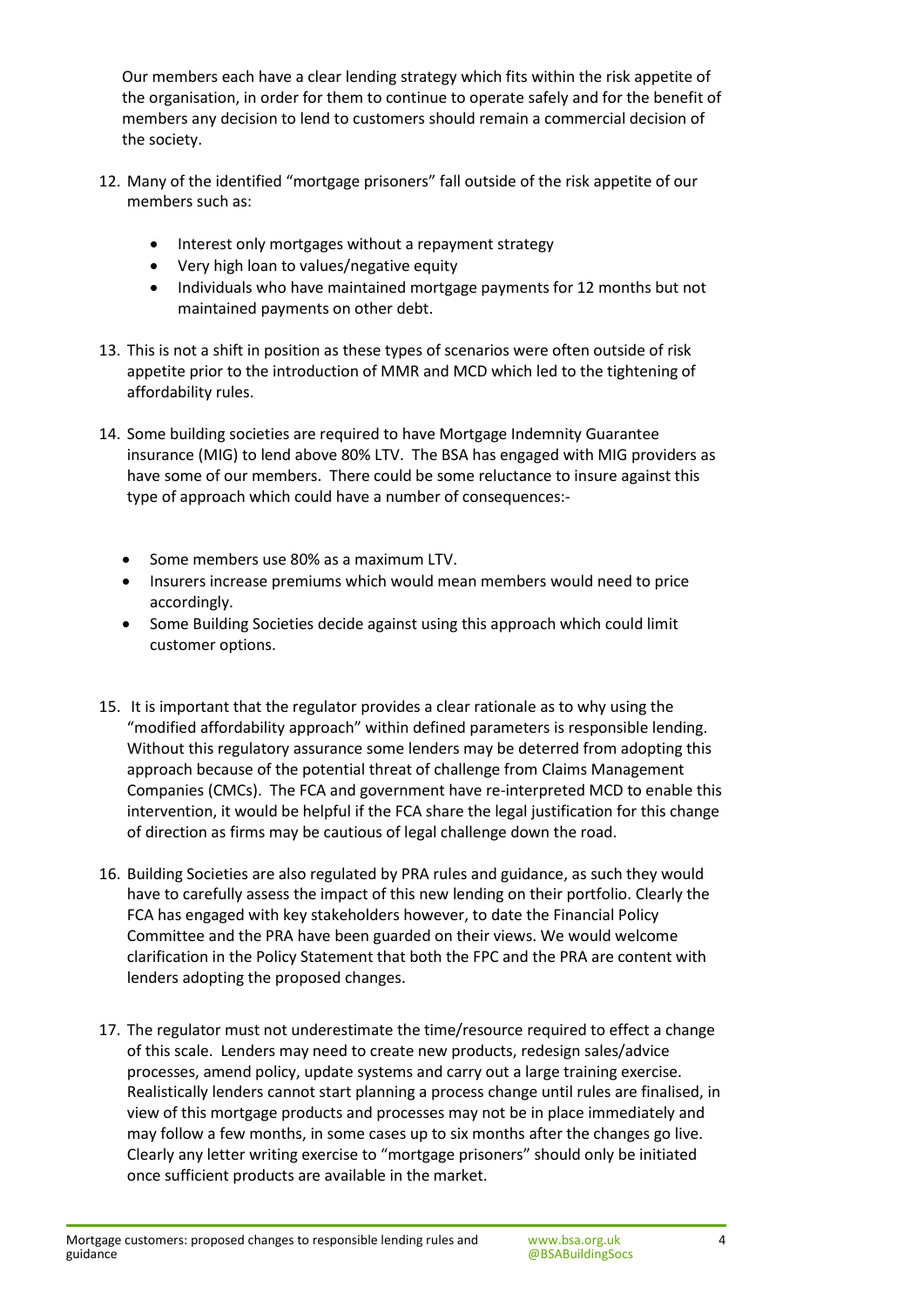Our members each have a clear lending strategy which fits within the risk appetite of the organisation, in order for them to continue to operate safely and for the benefit of members any decision to lend to customers should remain a commercial decision of the society.

12. Many of the identified "mortgage prisoners" fall outside of the risk appetite of our members such as:

    - Interest only mortgages without a repayment strategy
    - Very high loan to values/negative equity
    - Individuals who have maintained mortgage payments for 12 months but not maintained payments on other debt.

13. This is not a shift in position as these types of scenarios were often outside of risk appetite prior to the introduction of MMR and MCD which led to the tightening of affordability rules.

14. Some building societies are required to have Mortgage Indemnity Guarantee insurance (MIG) to lend above 80% LTV. The BSA has engaged with MIG providers as have some of our members. There could be some reluctance to insure against this type of approach which could have a number of consequences:-

    - Some members use 80% as a maximum LTV.
    - Insurers increase premiums which would mean members would need to price accordingly.
    - Some Building Societies decide against using this approach which could limit customer options.

15. It is important that the regulator provides a clear rationale as to why using the "modified affordability approach" within defined parameters is responsible lending. Without this regulatory assurance some lenders may be deterred from adopting this approach because of the potential threat of challenge from Claims Management Companies (CMCs). The FCA and government have re-interpreted MCD to enable this intervention, it would be helpful if the FCA share the legal justification for this change of direction as firms may be cautious of legal challenge down the road.

16. Building Societies are also regulated by PRA rules and guidance, as such they would have to carefully assess the impact of this new lending on their portfolio. Clearly the FCA has engaged with key stakeholders however, to date the Financial Policy Committee and the PRA have been guarded on their views. We would welcome clarification in the Policy Statement that both the FPC and the PRA are content with lenders adopting the proposed changes.

17. The regulator must not underestimate the time/resource required to effect a change of this scale. Lenders may need to create new products, redesign sales/advice processes, amend policy, update systems and carry out a large training exercise. Realistically lenders cannot start planning a process change until rules are finalised, in view of this mortgage products and processes may not be in place immediately and may follow a few months, in some cases up to six months after the changes go live. Clearly any letter writing exercise to "mortgage prisoners" should only be initiated once sufficient products are available in the market.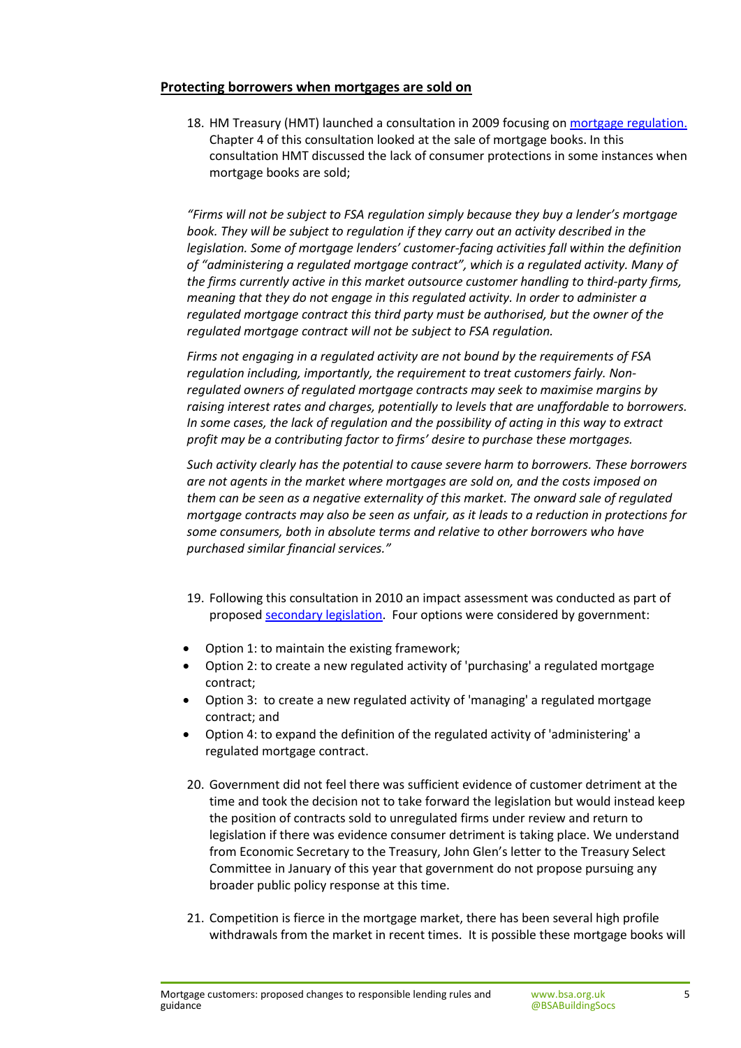## Protecting borrowers when mortgages are sold on

18. HM Treasury (HMT) launched a consultation in 2009 focusing on mortgage regulation. Chapter 4 of this consultation looked at the sale of mortgage books. In this consultation HMT discussed the lack of consumer protections in some instances when mortgage books are sold;

*"Firms will not be subject to FSA regulation simply because they buy a lender's mortgage book. They will be subject to regulation if they carry out an activity described in the legislation. Some of mortgage lenders' customer-facing activities fall within the definition of "administering a regulated mortgage contract", which is a regulated activity. Many of the firms currently active in this market outsource customer handling to third-party firms, meaning that they do not engage in this regulated activity. In order to administer a regulated mortgage contract this third party must be authorised, but the owner of the regulated mortgage contract will not be subject to FSA regulation.*

*Firms not engaging in a regulated activity are not bound by the requirements of FSA regulation including, importantly, the requirement to treat customers fairly. Non-regulated owners of regulated mortgage contracts may seek to maximise margins by raising interest rates and charges, potentially to levels that are unaffordable to borrowers. In some cases, the lack of regulation and the possibility of acting in this way to extract profit may be a contributing factor to firms' desire to purchase these mortgages.*

*Such activity clearly has the potential to cause severe harm to borrowers. These borrowers are not agents in the market where mortgages are sold on, and the costs imposed on them can be seen as a negative externality of this market. The onward sale of regulated mortgage contracts may also be seen as unfair, as it leads to a reduction in protections for some consumers, both in absolute terms and relative to other borrowers who have purchased similar financial services."*

19. Following this consultation in 2010 an impact assessment was conducted as part of proposed secondary legislation. Four options were considered by government:

- Option 1: to maintain the existing framework;
- Option 2: to create a new regulated activity of 'purchasing' a regulated mortgage contract;
- Option 3: to create a new regulated activity of 'managing' a regulated mortgage contract; and
- Option 4: to expand the definition of the regulated activity of 'administering' a regulated mortgage contract.

20. Government did not feel there was sufficient evidence of customer detriment at the time and took the decision not to take forward the legislation but would instead keep the position of contracts sold to unregulated firms under review and return to legislation if there was evidence consumer detriment is taking place. We understand from Economic Secretary to the Treasury, John Glen's letter to the Treasury Select Committee in January of this year that government do not propose pursuing any broader public policy response at this time.

21. Competition is fierce in the mortgage market, there has been several high profile withdrawals from the market in recent times. It is possible these mortgage books will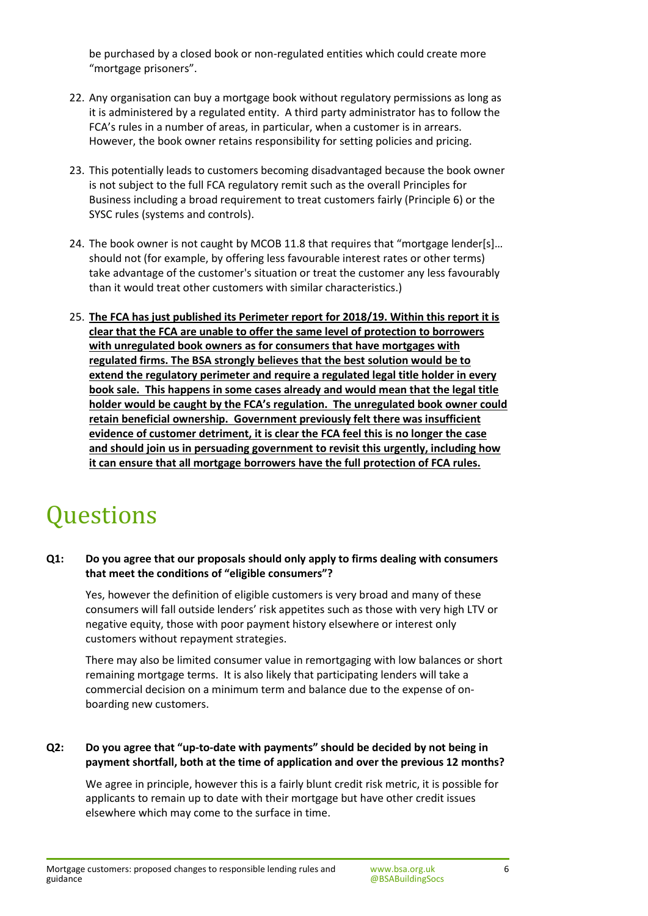be purchased by a closed book or non-regulated entities which could create more "mortgage prisoners".

22. Any organisation can buy a mortgage book without regulatory permissions as long as it is administered by a regulated entity. A third party administrator has to follow the FCA's rules in a number of areas, in particular, when a customer is in arrears. However, the book owner retains responsibility for setting policies and pricing.

23. This potentially leads to customers becoming disadvantaged because the book owner is not subject to the full FCA regulatory remit such as the overall Principles for Business including a broad requirement to treat customers fairly (Principle 6) or the SYSC rules (systems and controls).

24. The book owner is not caught by MCOB 11.8 that requires that "mortgage lender[s]… should not (for example, by offering less favourable interest rates or other terms) take advantage of the customer's situation or treat the customer any less favourably than it would treat other customers with similar characteristics.)

25. **The FCA has just published its Perimeter report for 2018/19. Within this report it is clear that the FCA are unable to offer the same level of protection to borrowers with unregulated book owners as for consumers that have mortgages with regulated firms. The BSA strongly believes that the best solution would be to extend the regulatory perimeter and require a regulated legal title holder in every book sale. This happens in some cases already and would mean that the legal title holder would be caught by the FCA's regulation. The unregulated book owner could retain beneficial ownership. Government previously felt there was insufficient evidence of customer detriment, it is clear the FCA feel this is no longer the case and should join us in persuading government to revisit this urgently, including how it can ensure that all mortgage borrowers have the full protection of FCA rules.**

# Questions

**Q1: Do you agree that our proposals should only apply to firms dealing with consumers that meet the conditions of "eligible consumers"?**

Yes, however the definition of eligible customers is very broad and many of these consumers will fall outside lenders' risk appetites such as those with very high LTV or negative equity, those with poor payment history elsewhere or interest only customers without repayment strategies.

There may also be limited consumer value in remortgaging with low balances or short remaining mortgage terms. It is also likely that participating lenders will take a commercial decision on a minimum term and balance due to the expense of on-boarding new customers.

**Q2: Do you agree that "up-to-date with payments" should be decided by not being in payment shortfall, both at the time of application and over the previous 12 months?**

We agree in principle, however this is a fairly blunt credit risk metric, it is possible for applicants to remain up to date with their mortgage but have other credit issues elsewhere which may come to the surface in time.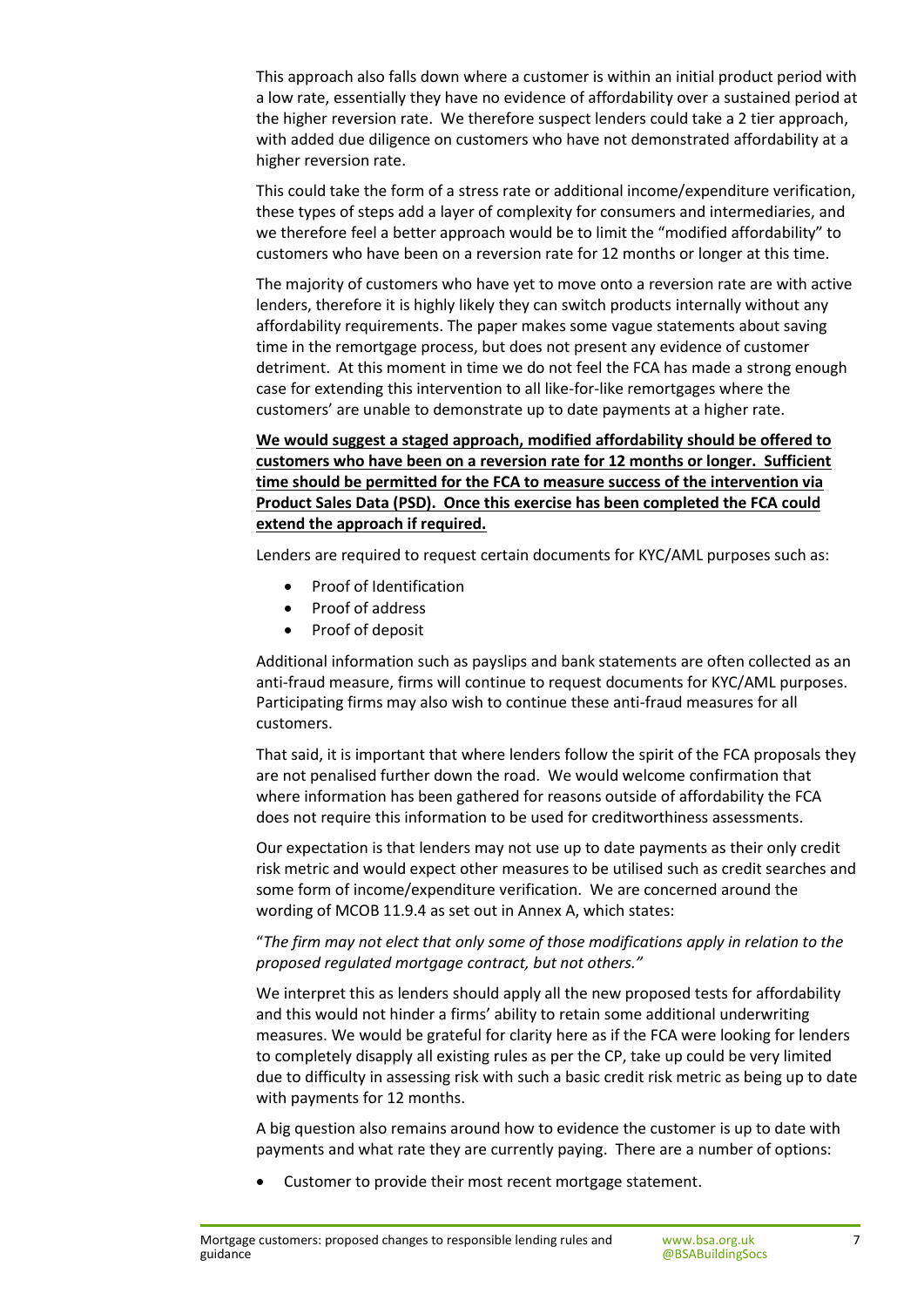This approach also falls down where a customer is within an initial product period with a low rate, essentially they have no evidence of affordability over a sustained period at the higher reversion rate. We therefore suspect lenders could take a 2 tier approach, with added due diligence on customers who have not demonstrated affordability at a higher reversion rate.

This could take the form of a stress rate or additional income/expenditure verification, these types of steps add a layer of complexity for consumers and intermediaries, and we therefore feel a better approach would be to limit the "modified affordability" to customers who have been on a reversion rate for 12 months or longer at this time.

The majority of customers who have yet to move onto a reversion rate are with active lenders, therefore it is highly likely they can switch products internally without any affordability requirements. The paper makes some vague statements about saving time in the remortgage process, but does not present any evidence of customer detriment. At this moment in time we do not feel the FCA has made a strong enough case for extending this intervention to all like-for-like remortgages where the customers' are unable to demonstrate up to date payments at a higher rate.

**We would suggest a staged approach, modified affordability should be offered to customers who have been on a reversion rate for 12 months or longer. Sufficient time should be permitted for the FCA to measure success of the intervention via Product Sales Data (PSD). Once this exercise has been completed the FCA could extend the approach if required.**

Lenders are required to request certain documents for KYC/AML purposes such as:

- Proof of Identification
- Proof of address
- Proof of deposit

Additional information such as payslips and bank statements are often collected as an anti-fraud measure, firms will continue to request documents for KYC/AML purposes. Participating firms may also wish to continue these anti-fraud measures for all customers.

That said, it is important that where lenders follow the spirit of the FCA proposals they are not penalised further down the road. We would welcome confirmation that where information has been gathered for reasons outside of affordability the FCA does not require this information to be used for creditworthiness assessments.

Our expectation is that lenders may not use up to date payments as their only credit risk metric and would expect other measures to be utilised such as credit searches and some form of income/expenditure verification. We are concerned around the wording of MCOB 11.9.4 as set out in Annex A, which states:

"*The firm may not elect that only some of those modifications apply in relation to the proposed regulated mortgage contract, but not others.*"

We interpret this as lenders should apply all the new proposed tests for affordability and this would not hinder a firms' ability to retain some additional underwriting measures. We would be grateful for clarity here as if the FCA were looking for lenders to completely disapply all existing rules as per the CP, take up could be very limited due to difficulty in assessing risk with such a basic credit risk metric as being up to date with payments for 12 months.

A big question also remains around how to evidence the customer is up to date with payments and what rate they are currently paying. There are a number of options:

- Customer to provide their most recent mortgage statement.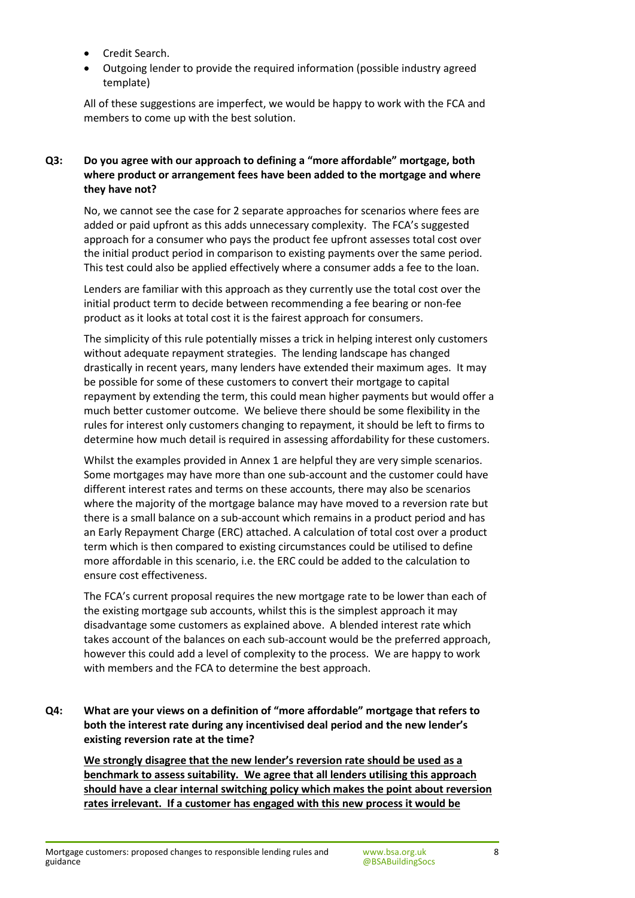- Credit Search.
- Outgoing lender to provide the required information (possible industry agreed template)

All of these suggestions are imperfect, we would be happy to work with the FCA and members to come up with the best solution.

**Q3: Do you agree with our approach to defining a "more affordable" mortgage, both where product or arrangement fees have been added to the mortgage and where they have not?**

No, we cannot see the case for 2 separate approaches for scenarios where fees are added or paid upfront as this adds unnecessary complexity. The FCA's suggested approach for a consumer who pays the product fee upfront assesses total cost over the initial product period in comparison to existing payments over the same period. This test could also be applied effectively where a consumer adds a fee to the loan.

Lenders are familiar with this approach as they currently use the total cost over the initial product term to decide between recommending a fee bearing or non-fee product as it looks at total cost it is the fairest approach for consumers.

The simplicity of this rule potentially misses a trick in helping interest only customers without adequate repayment strategies. The lending landscape has changed drastically in recent years, many lenders have extended their maximum ages. It may be possible for some of these customers to convert their mortgage to capital repayment by extending the term, this could mean higher payments but would offer a much better customer outcome. We believe there should be some flexibility in the rules for interest only customers changing to repayment, it should be left to firms to determine how much detail is required in assessing affordability for these customers.

Whilst the examples provided in Annex 1 are helpful they are very simple scenarios. Some mortgages may have more than one sub-account and the customer could have different interest rates and terms on these accounts, there may also be scenarios where the majority of the mortgage balance may have moved to a reversion rate but there is a small balance on a sub-account which remains in a product period and has an Early Repayment Charge (ERC) attached. A calculation of total cost over a product term which is then compared to existing circumstances could be utilised to define more affordable in this scenario, i.e. the ERC could be added to the calculation to ensure cost effectiveness.

The FCA's current proposal requires the new mortgage rate to be lower than each of the existing mortgage sub accounts, whilst this is the simplest approach it may disadvantage some customers as explained above. A blended interest rate which takes account of the balances on each sub-account would be the preferred approach, however this could add a level of complexity to the process. We are happy to work with members and the FCA to determine the best approach.

**Q4: What are your views on a definition of "more affordable" mortgage that refers to both the interest rate during any incentivised deal period and the new lender's existing reversion rate at the time?**

**We strongly disagree that the new lender's reversion rate should be used as a benchmark to assess suitability. We agree that all lenders utilising this approach should have a clear internal switching policy which makes the point about reversion rates irrelevant. If a customer has engaged with this new process it would be**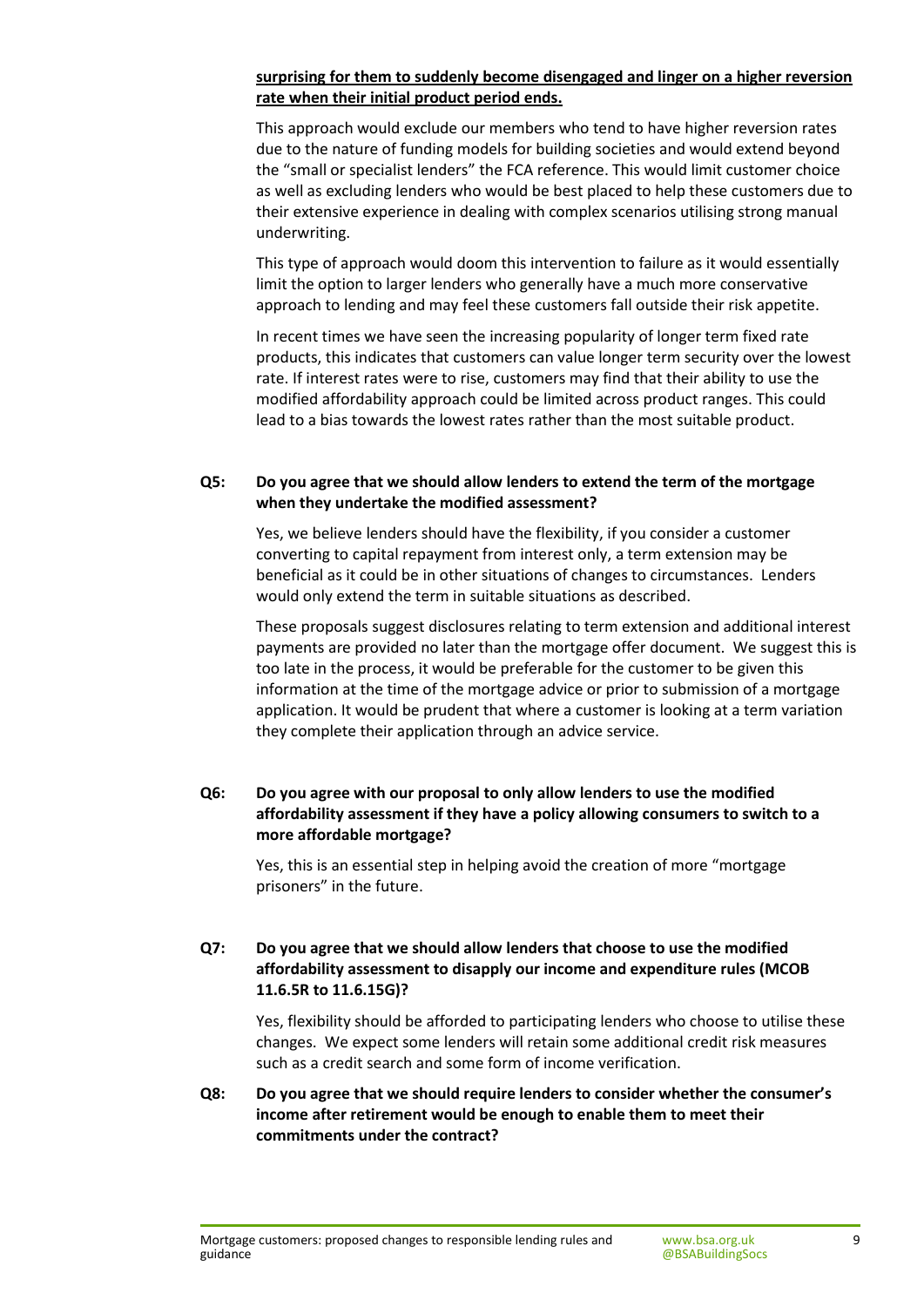**surprising for them to suddenly become disengaged and linger on a higher reversion rate when their initial product period ends.**

This approach would exclude our members who tend to have higher reversion rates due to the nature of funding models for building societies and would extend beyond the "small or specialist lenders" the FCA reference. This would limit customer choice as well as excluding lenders who would be best placed to help these customers due to their extensive experience in dealing with complex scenarios utilising strong manual underwriting.

This type of approach would doom this intervention to failure as it would essentially limit the option to larger lenders who generally have a much more conservative approach to lending and may feel these customers fall outside their risk appetite.

In recent times we have seen the increasing popularity of longer term fixed rate products, this indicates that customers can value longer term security over the lowest rate. If interest rates were to rise, customers may find that their ability to use the modified affordability approach could be limited across product ranges. This could lead to a bias towards the lowest rates rather than the most suitable product.

**Q5: Do you agree that we should allow lenders to extend the term of the mortgage when they undertake the modified assessment?**

Yes, we believe lenders should have the flexibility, if you consider a customer converting to capital repayment from interest only, a term extension may be beneficial as it could be in other situations of changes to circumstances. Lenders would only extend the term in suitable situations as described.

These proposals suggest disclosures relating to term extension and additional interest payments are provided no later than the mortgage offer document. We suggest this is too late in the process, it would be preferable for the customer to be given this information at the time of the mortgage advice or prior to submission of a mortgage application. It would be prudent that where a customer is looking at a term variation they complete their application through an advice service.

**Q6: Do you agree with our proposal to only allow lenders to use the modified affordability assessment if they have a policy allowing consumers to switch to a more affordable mortgage?**

Yes, this is an essential step in helping avoid the creation of more "mortgage prisoners" in the future.

**Q7: Do you agree that we should allow lenders that choose to use the modified affordability assessment to disapply our income and expenditure rules (MCOB 11.6.5R to 11.6.15G)?**

Yes, flexibility should be afforded to participating lenders who choose to utilise these changes. We expect some lenders will retain some additional credit risk measures such as a credit search and some form of income verification.

**Q8: Do you agree that we should require lenders to consider whether the consumer's income after retirement would be enough to enable them to meet their commitments under the contract?**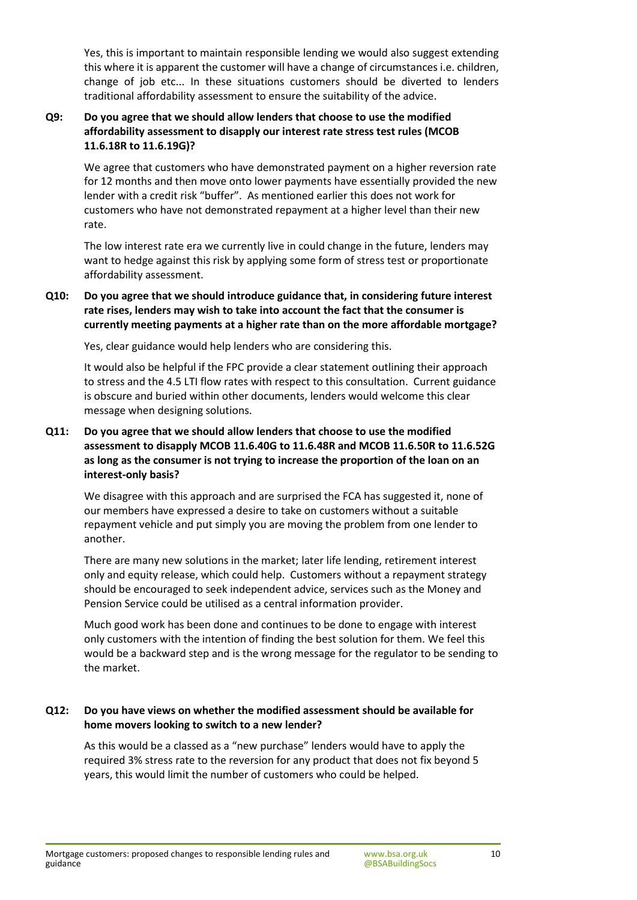Yes, this is important to maintain responsible lending we would also suggest extending this where it is apparent the customer will have a change of circumstances i.e. children, change of job etc... In these situations customers should be diverted to lenders traditional affordability assessment to ensure the suitability of the advice.

**Q9: Do you agree that we should allow lenders that choose to use the modified affordability assessment to disapply our interest rate stress test rules (MCOB 11.6.18R to 11.6.19G)?**

We agree that customers who have demonstrated payment on a higher reversion rate for 12 months and then move onto lower payments have essentially provided the new lender with a credit risk "buffer". As mentioned earlier this does not work for customers who have not demonstrated repayment at a higher level than their new rate.

The low interest rate era we currently live in could change in the future, lenders may want to hedge against this risk by applying some form of stress test or proportionate affordability assessment.

**Q10: Do you agree that we should introduce guidance that, in considering future interest rate rises, lenders may wish to take into account the fact that the consumer is currently meeting payments at a higher rate than on the more affordable mortgage?**

Yes, clear guidance would help lenders who are considering this.

It would also be helpful if the FPC provide a clear statement outlining their approach to stress and the 4.5 LTI flow rates with respect to this consultation. Current guidance is obscure and buried within other documents, lenders would welcome this clear message when designing solutions.

**Q11: Do you agree that we should allow lenders that choose to use the modified assessment to disapply MCOB 11.6.40G to 11.6.48R and MCOB 11.6.50R to 11.6.52G as long as the consumer is not trying to increase the proportion of the loan on an interest-only basis?**

We disagree with this approach and are surprised the FCA has suggested it, none of our members have expressed a desire to take on customers without a suitable repayment vehicle and put simply you are moving the problem from one lender to another.

There are many new solutions in the market; later life lending, retirement interest only and equity release, which could help. Customers without a repayment strategy should be encouraged to seek independent advice, services such as the Money and Pension Service could be utilised as a central information provider.

Much good work has been done and continues to be done to engage with interest only customers with the intention of finding the best solution for them. We feel this would be a backward step and is the wrong message for the regulator to be sending to the market.

**Q12: Do you have views on whether the modified assessment should be available for home movers looking to switch to a new lender?**

As this would be a classed as a "new purchase" lenders would have to apply the required 3% stress rate to the reversion for any product that does not fix beyond 5 years, this would limit the number of customers who could be helped.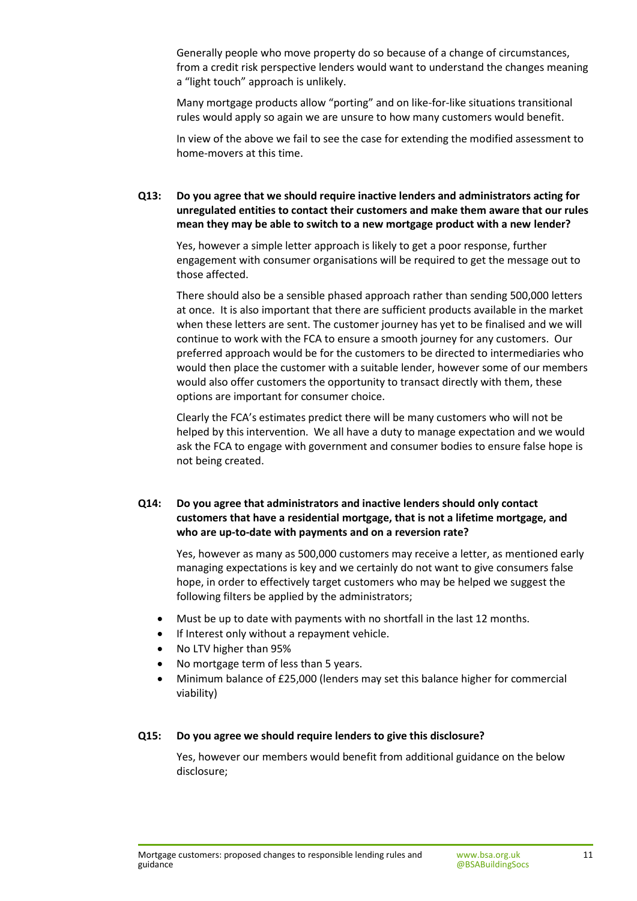Generally people who move property do so because of a change of circumstances, from a credit risk perspective lenders would want to understand the changes meaning a "light touch" approach is unlikely.

Many mortgage products allow "porting" and on like-for-like situations transitional rules would apply so again we are unsure to how many customers would benefit.

In view of the above we fail to see the case for extending the modified assessment to home-movers at this time.

**Q13: Do you agree that we should require inactive lenders and administrators acting for unregulated entities to contact their customers and make them aware that our rules mean they may be able to switch to a new mortgage product with a new lender?**

Yes, however a simple letter approach is likely to get a poor response, further engagement with consumer organisations will be required to get the message out to those affected.

There should also be a sensible phased approach rather than sending 500,000 letters at once. It is also important that there are sufficient products available in the market when these letters are sent. The customer journey has yet to be finalised and we will continue to work with the FCA to ensure a smooth journey for any customers. Our preferred approach would be for the customers to be directed to intermediaries who would then place the customer with a suitable lender, however some of our members would also offer customers the opportunity to transact directly with them, these options are important for consumer choice.

Clearly the FCA's estimates predict there will be many customers who will not be helped by this intervention. We all have a duty to manage expectation and we would ask the FCA to engage with government and consumer bodies to ensure false hope is not being created.

**Q14: Do you agree that administrators and inactive lenders should only contact customers that have a residential mortgage, that is not a lifetime mortgage, and who are up-to-date with payments and on a reversion rate?**

Yes, however as many as 500,000 customers may receive a letter, as mentioned early managing expectations is key and we certainly do not want to give consumers false hope, in order to effectively target customers who may be helped we suggest the following filters be applied by the administrators;

- Must be up to date with payments with no shortfall in the last 12 months.
- If Interest only without a repayment vehicle.
- No LTV higher than 95%
- No mortgage term of less than 5 years.
- Minimum balance of £25,000 (lenders may set this balance higher for commercial viability)

**Q15: Do you agree we should require lenders to give this disclosure?**

Yes, however our members would benefit from additional guidance on the below disclosure;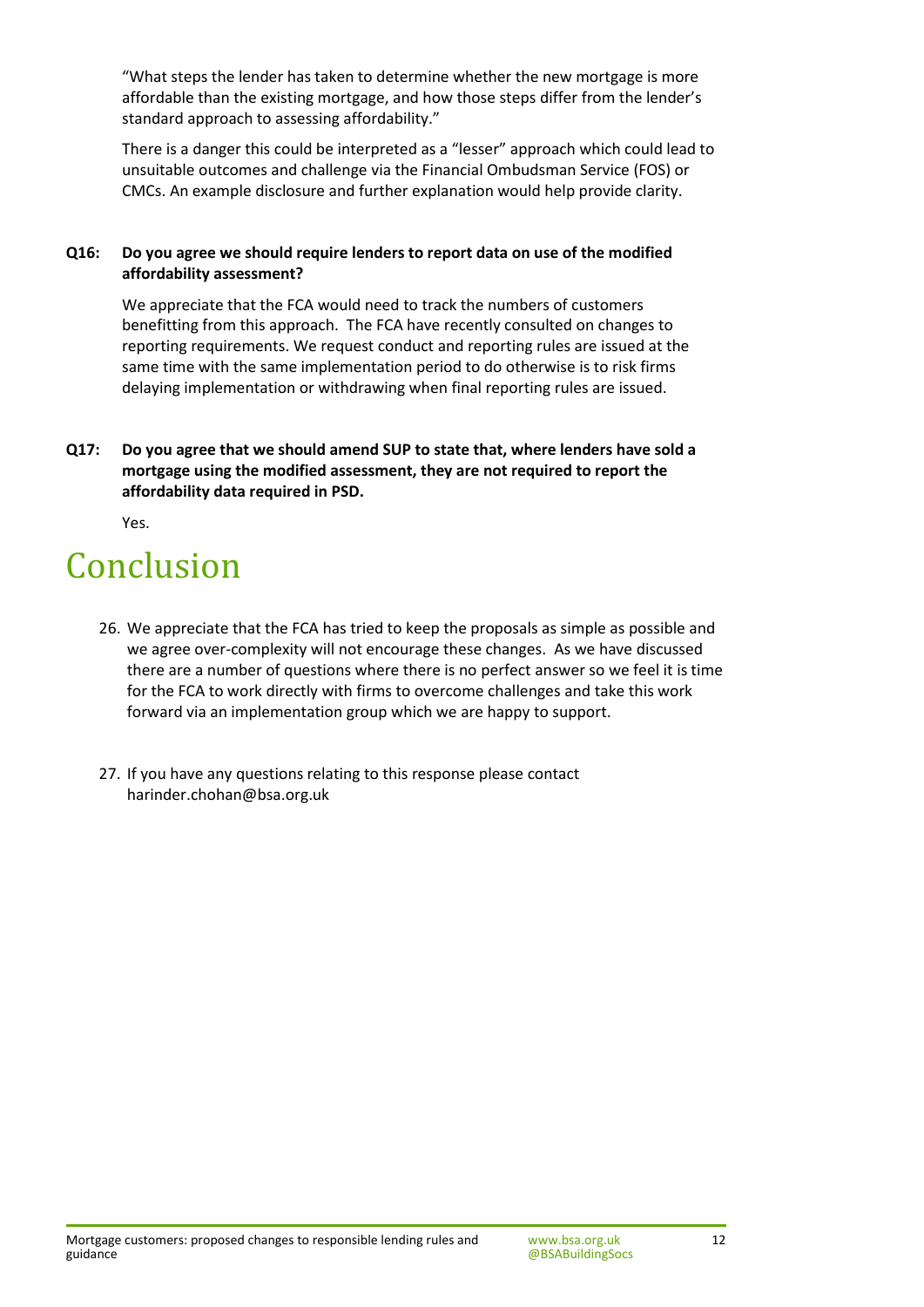"What steps the lender has taken to determine whether the new mortgage is more affordable than the existing mortgage, and how those steps differ from the lender's standard approach to assessing affordability."

There is a danger this could be interpreted as a "lesser" approach which could lead to unsuitable outcomes and challenge via the Financial Ombudsman Service (FOS) or CMCs. An example disclosure and further explanation would help provide clarity.

**Q16: Do you agree we should require lenders to report data on use of the modified affordability assessment?**

We appreciate that the FCA would need to track the numbers of customers benefitting from this approach. The FCA have recently consulted on changes to reporting requirements. We request conduct and reporting rules are issued at the same time with the same implementation period to do otherwise is to risk firms delaying implementation or withdrawing when final reporting rules are issued.

**Q17: Do you agree that we should amend SUP to state that, where lenders have sold a mortgage using the modified assessment, they are not required to report the affordability data required in PSD.**

Yes.

# Conclusion

26. We appreciate that the FCA has tried to keep the proposals as simple as possible and we agree over-complexity will not encourage these changes. As we have discussed there are a number of questions where there is no perfect answer so we feel it is time for the FCA to work directly with firms to overcome challenges and take this work forward via an implementation group which we are happy to support.

27. If you have any questions relating to this response please contact harinder.chohan@bsa.org.uk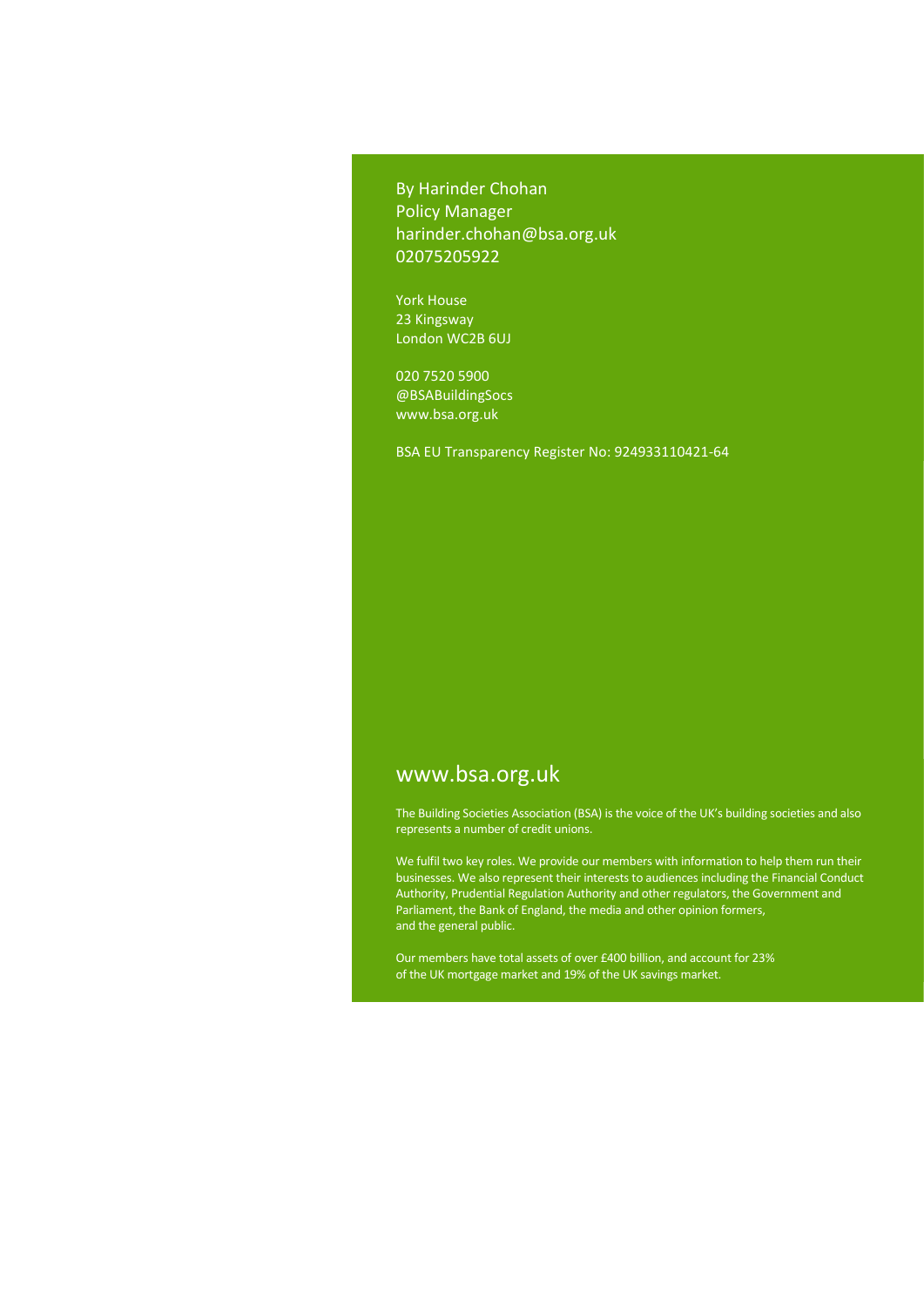By Harinder Chohan
Policy Manager
harinder.chohan@bsa.org.uk
02075205922

York House
23 Kingsway
London WC2B 6UJ

020 7520 5900
@BSABuildingSocs
www.bsa.org.uk

BSA EU Transparency Register No: 924933110421-64

## www.bsa.org.uk

The Building Societies Association (BSA) is the voice of the UK's building societies and also represents a number of credit unions.

We fulfil two key roles. We provide our members with information to help them run their businesses. We also represent their interests to audiences including the Financial Conduct Authority, Prudential Regulation Authority and other regulators, the Government and Parliament, the Bank of England, the media and other opinion formers, and the general public.

Our members have total assets of over £400 billion, and account for 23% of the UK mortgage market and 19% of the UK savings market.